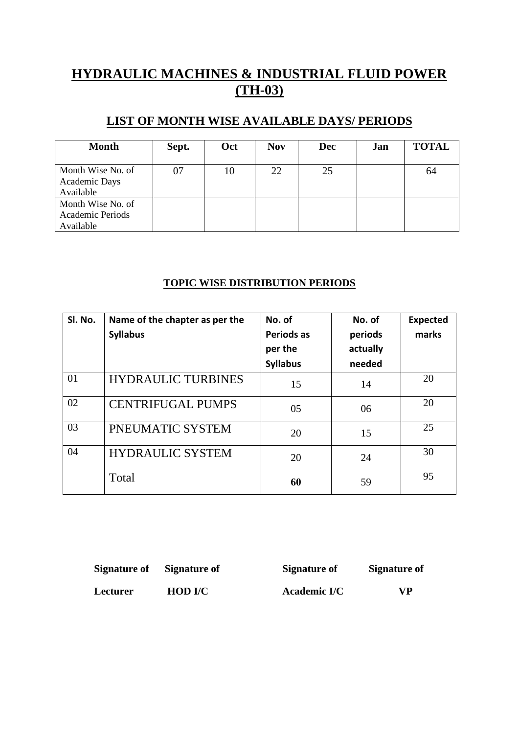# HYDRAULIC MACHINES & INDUSTRIAL FLUID POWER (TH-03)

## LIST OF MONTH WISE AVAILABLE DAYS/ PERIODS

| Month | Sept. | Oct | Nov | Dec | Jan | TOTAL |
|---|---|---|---|---|---|---|
| Month Wise No. of Academic Days Available | 07 | 10 | 22 | 25 | | 64 |
| Month Wise No. of Academic Periods Available | | | | | | |

### TOPIC WISE DISTRIBUTION PERIODS

| Sl. No. | Name of the chapter as per the Syllabus | No. of Periods as per the Syllabus | No. of periods actually needed | Expected marks |
|---|---|---|---|---|
| 01 | HYDRAULIC TURBINES | 15 | 14 | 20 |
| 02 | CENTRIFUGAL PUMPS | 05 | 06 | 20 |
| 03 | PNEUMATIC SYSTEM | 20 | 15 | 25 |
| 04 | HYDRAULIC SYSTEM | 20 | 24 | 30 |
| | Total | **60** | 59 | 95 |

**Signature of Lecturer** **Signature of HOD I/C** **Signature of Academic I/C** **Signature of VP**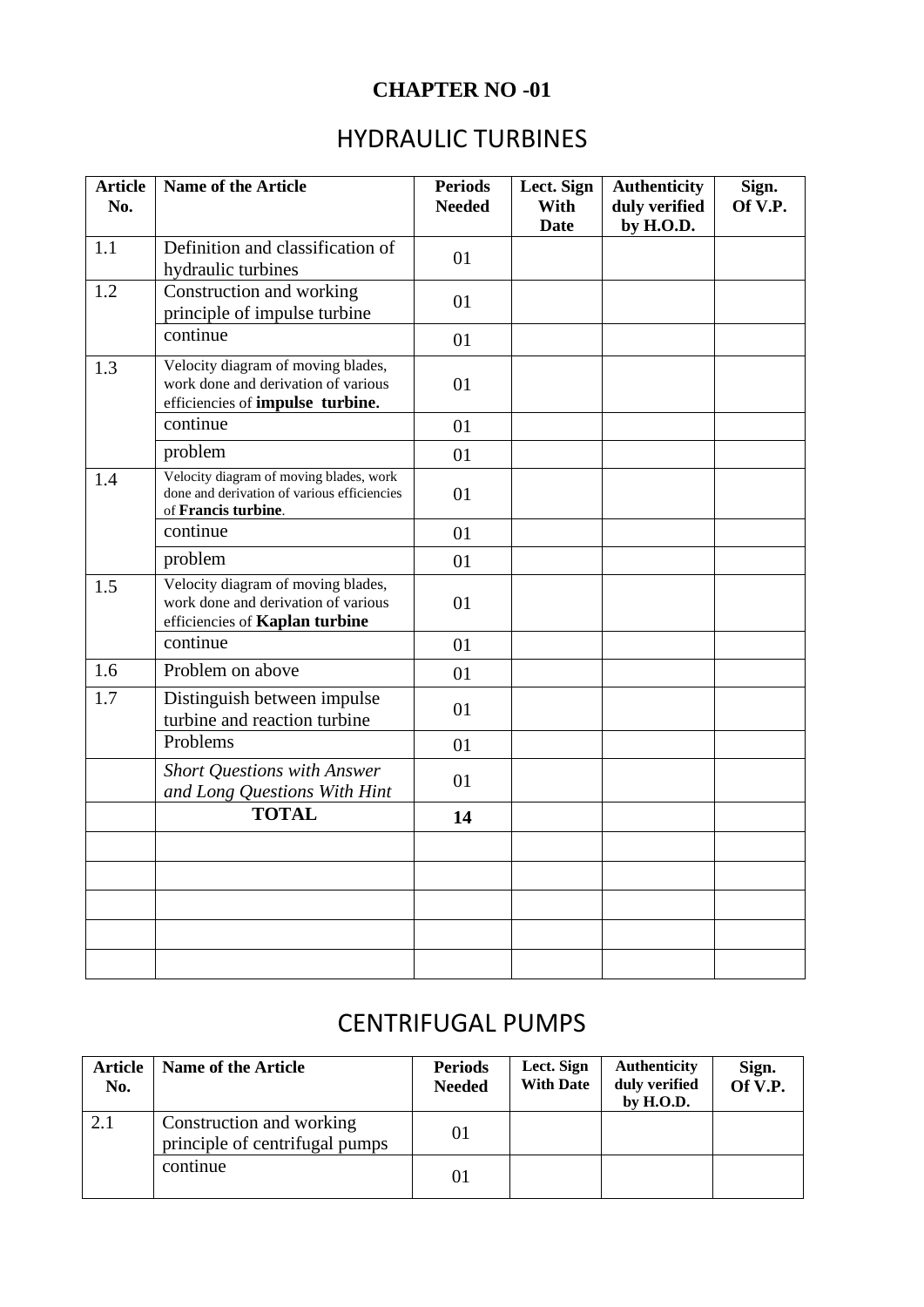**CHAPTER NO -01**

## HYDRAULIC TURBINES

| Article No. | Name of the Article | Periods Needed | Lect. Sign With Date | Authenticity duly verified by H.O.D. | Sign. Of V.P. |
|---|---|---|---|---|---|
| 1.1 | Definition and classification of hydraulic turbines | 01 | | | |
| 1.2 | Construction and working principle of impulse turbine | 01 | | | |
| | continue | 01 | | | |
| 1.3 | Velocity diagram of moving blades, work done and derivation of various efficiencies of **impulse turbine.** | 01 | | | |
| | continue | 01 | | | |
| | problem | 01 | | | |
| 1.4 | Velocity diagram of moving blades, work done and derivation of various efficiencies of **Francis turbine**. | 01 | | | |
| | continue | 01 | | | |
| | problem | 01 | | | |
| 1.5 | Velocity diagram of moving blades, work done and derivation of various efficiencies of **Kaplan turbine** | 01 | | | |
| | continue | 01 | | | |
| 1.6 | Problem on above | 01 | | | |
| 1.7 | Distinguish between impulse turbine and reaction turbine | 01 | | | |
| | Problems | 01 | | | |
| | *Short Questions with Answer and Long Questions With Hint* | 01 | | | |
| | **TOTAL** | **14** | | | |
| | | | | | |
| | | | | | |
| | | | | | |
| | | | | | |
| | | | | | |

## CENTRIFUGAL PUMPS

| Article No. | Name of the Article | Periods Needed | Lect. Sign With Date | Authenticity duly verified by H.O.D. | Sign. Of V.P. |
|---|---|---|---|---|---|
| 2.1 | Construction and working principle of centrifugal pumps | 01 | | | |
| | continue | 01 | | | |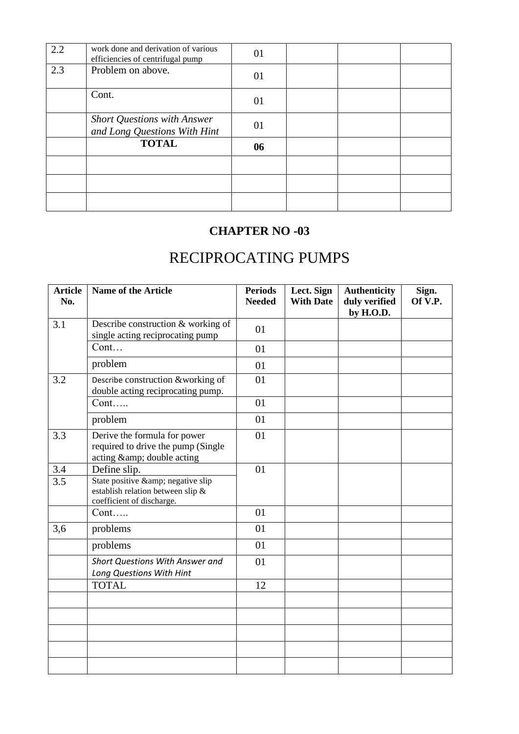| | | | | | |
|---|---|---|---|---|---|
| 2.2 | work done and derivation of various efficiencies of centrifugal pump | 01 | | | |
| 2.3 | Problem on above. | 01 | | | |
| | Cont. | 01 | | | |
| | *Short Questions with Answer and Long Questions With Hint* | 01 | | | |
| | **TOTAL** | **06** | | | |
| | | | | | |
| | | | | | |
| | | | | | |

## CHAPTER NO -03

# RECIPROCATING PUMPS

| Article No. | Name of the Article | Periods Needed | Lect. Sign With Date | Authenticity duly verified by H.O.D. | Sign. Of V.P. |
|---|---|---|---|---|---|
| 3.1 | Describe construction & working of single acting reciprocating pump | 01 | | | |
| | Cont… | 01 | | | |
| | problem | 01 | | | |
| 3.2 | Describe construction &working of double acting reciprocating pump. | 01 | | | |
| | Cont….. | 01 | | | |
| | problem | 01 | | | |
| 3.3 | Derive the formula for power required to drive the pump (Single acting &amp; double acting | 01 | | | |
| 3.4 | Define slip. | 01 | | | |
| 3.5 | State positive &amp; negative slip establish relation between slip & coefficient of discharge. | | | | |
| | Cont….. | 01 | | | |
| 3,6 | problems | 01 | | | |
| | problems | 01 | | | |
| | *Short Questions With Answer and Long Questions With Hint* | 01 | | | |
| | TOTAL | 12 | | | |
| | | | | | |
| | | | | | |
| | | | | | |
| | | | | | |
| | | | | | |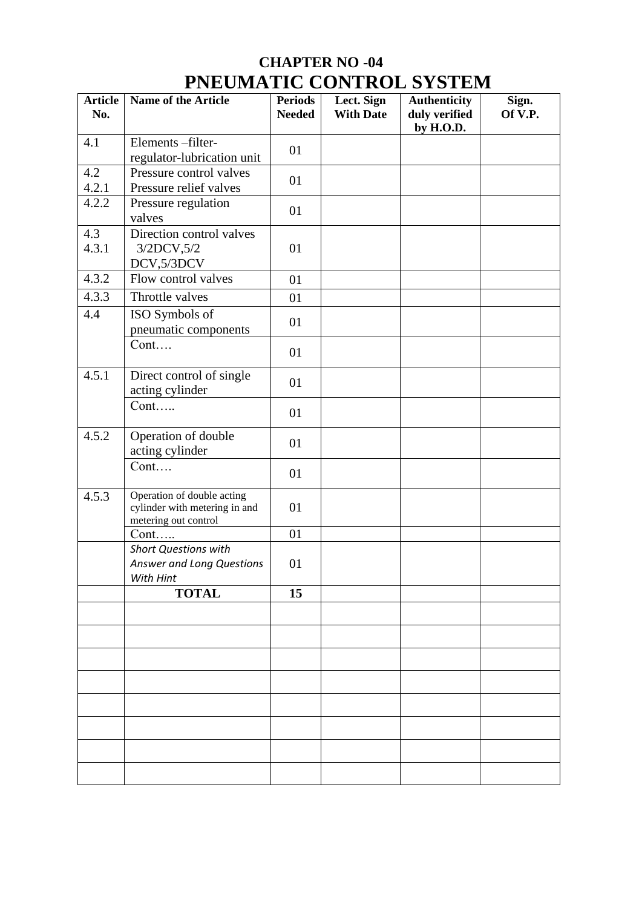# CHAPTER NO -04

## PNEUMATIC CONTROL SYSTEM

| Article No. | Name of the Article | Periods Needed | Lect. Sign With Date | Authenticity duly verified by H.O.D. | Sign. Of V.P. |
|---|---|---|---|---|---|
| 4.1 | Elements –filter-regulator-lubrication unit | 01 | | | |
| 4.2<br>4.2.1 | Pressure control valves<br>Pressure relief valves | 01 | | | |
| 4.2.2 | Pressure regulation valves | 01 | | | |
| 4.3<br>4.3.1 | Direction control valves<br>3/2DCV,5/2 DCV,5/3DCV | 01 | | | |
| 4.3.2 | Flow control valves | 01 | | | |
| 4.3.3 | Throttle valves | 01 | | | |
| 4.4 | ISO Symbols of pneumatic components | 01 | | | |
| | Cont…. | 01 | | | |
| 4.5.1 | Direct control of single acting cylinder | 01 | | | |
| | Cont….. | 01 | | | |
| 4.5.2 | Operation of double acting cylinder | 01 | | | |
| | Cont…. | 01 | | | |
| 4.5.3 | Operation of double acting cylinder with metering in and metering out control | 01 | | | |
| | Cont….. | 01 | | | |
| | *Short Questions with Answer and Long Questions With Hint* | 01 | | | |
| | **TOTAL** | **15** | | | |
| | | | | | |
| | | | | | |
| | | | | | |
| | | | | | |
| | | | | | |
| | | | | | |
| | | | | | |
| | | | | | |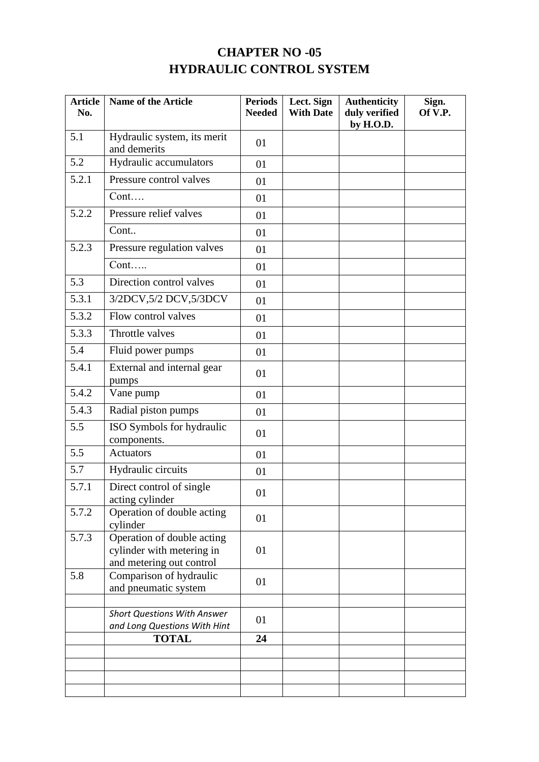# CHAPTER NO -05
# HYDRAULIC CONTROL SYSTEM

| Article No. | Name of the Article | Periods Needed | Lect. Sign With Date | Authenticity duly verified by H.O.D. | Sign. Of V.P. |
|---|---|---|---|---|---|
| 5.1 | Hydraulic system, its merit and demerits | 01 | | | |
| 5.2 | Hydraulic accumulators | 01 | | | |
| 5.2.1 | Pressure control valves | 01 | | | |
| | Cont…. | 01 | | | |
| 5.2.2 | Pressure relief valves | 01 | | | |
| | Cont.. | 01 | | | |
| 5.2.3 | Pressure regulation valves | 01 | | | |
| | Cont….. | 01 | | | |
| 5.3 | Direction control valves | 01 | | | |
| 5.3.1 | 3/2DCV,5/2 DCV,5/3DCV | 01 | | | |
| 5.3.2 | Flow control valves | 01 | | | |
| 5.3.3 | Throttle valves | 01 | | | |
| 5.4 | Fluid power pumps | 01 | | | |
| 5.4.1 | External and internal gear pumps | 01 | | | |
| 5.4.2 | Vane pump | 01 | | | |
| 5.4.3 | Radial piston pumps | 01 | | | |
| 5.5 | ISO Symbols for hydraulic components. | 01 | | | |
| 5.5 | Actuators | 01 | | | |
| 5.7 | Hydraulic circuits | 01 | | | |
| 5.7.1 | Direct control of single acting cylinder | 01 | | | |
| 5.7.2 | Operation of double acting cylinder | 01 | | | |
| 5.7.3 | Operation of double acting cylinder with metering in and metering out control | 01 | | | |
| 5.8 | Comparison of hydraulic and pneumatic system | 01 | | | |
| | | | | | |
| | *Short Questions With Answer and Long Questions With Hint* | 01 | | | |
| | **TOTAL** | **24** | | | |
| | | | | | |
| | | | | | |
| | | | | | |
| | | | | | |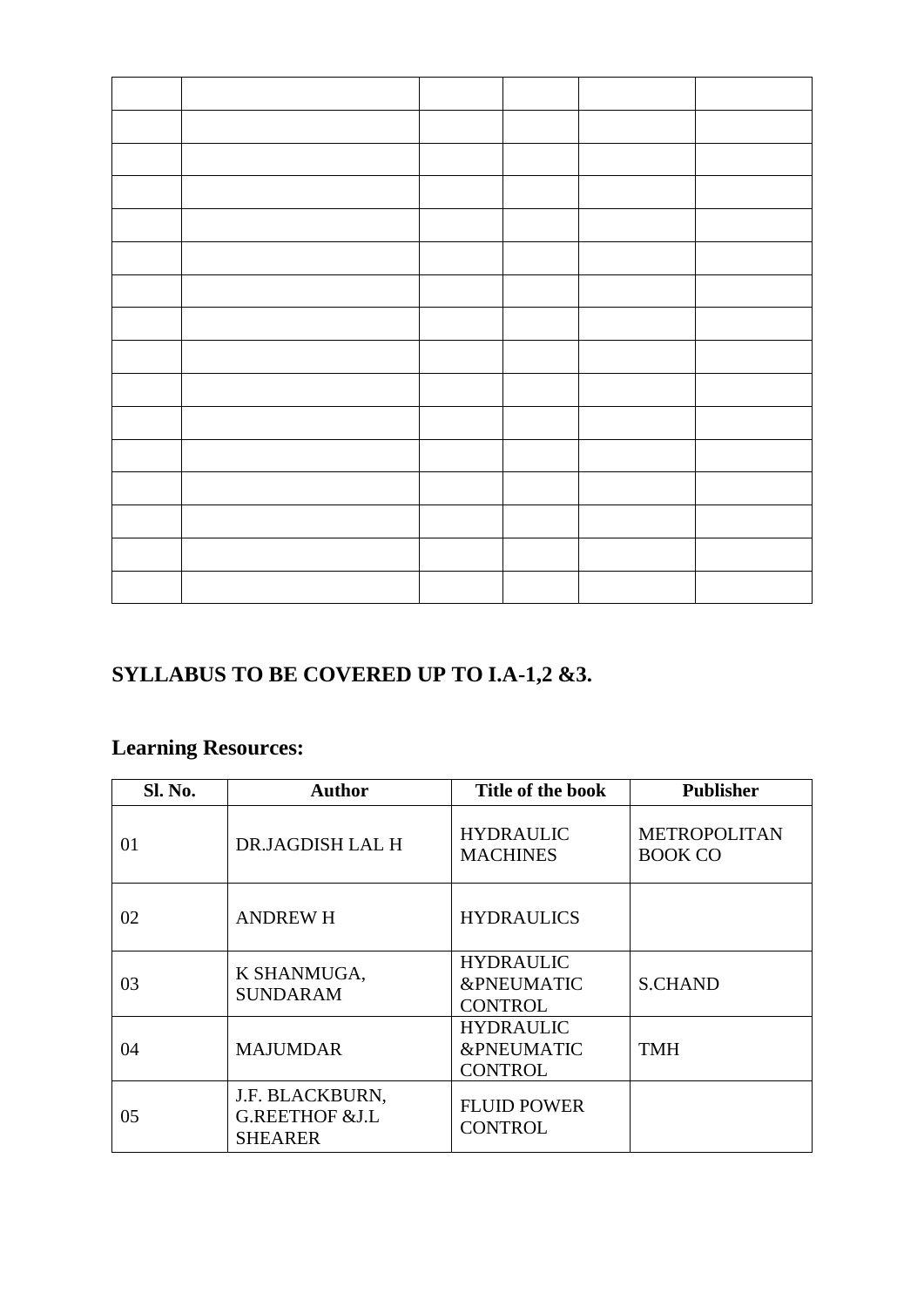| | | | | | |
|---|---|---|---|---|---|
| | | | | | |
| | | | | | |
| | | | | | |
| | | | | | |
| | | | | | |
| | | | | | |
| | | | | | |
| | | | | | |
| | | | | | |
| | | | | | |
| | | | | | |
| | | | | | |
| | | | | | |
| | | | | | |
| | | | | | |

## SYLLABUS TO BE COVERED UP TO I.A-1,2 &3.

## Learning Resources:

| Sl. No. | Author | Title of the book | Publisher |
|---|---|---|---|
| 01 | DR.JAGDISH LAL H | HYDRAULIC MACHINES | METROPOLITAN BOOK CO |
| 02 | ANDREW H | HYDRAULICS | |
| 03 | K SHANMUGA, SUNDARAM | HYDRAULIC &PNEUMATIC CONTROL | S.CHAND |
| 04 | MAJUMDAR | HYDRAULIC &PNEUMATIC CONTROL | TMH |
| 05 | J.F. BLACKBURN, G.REETHOF &J.L SHEARER | FLUID POWER CONTROL | |